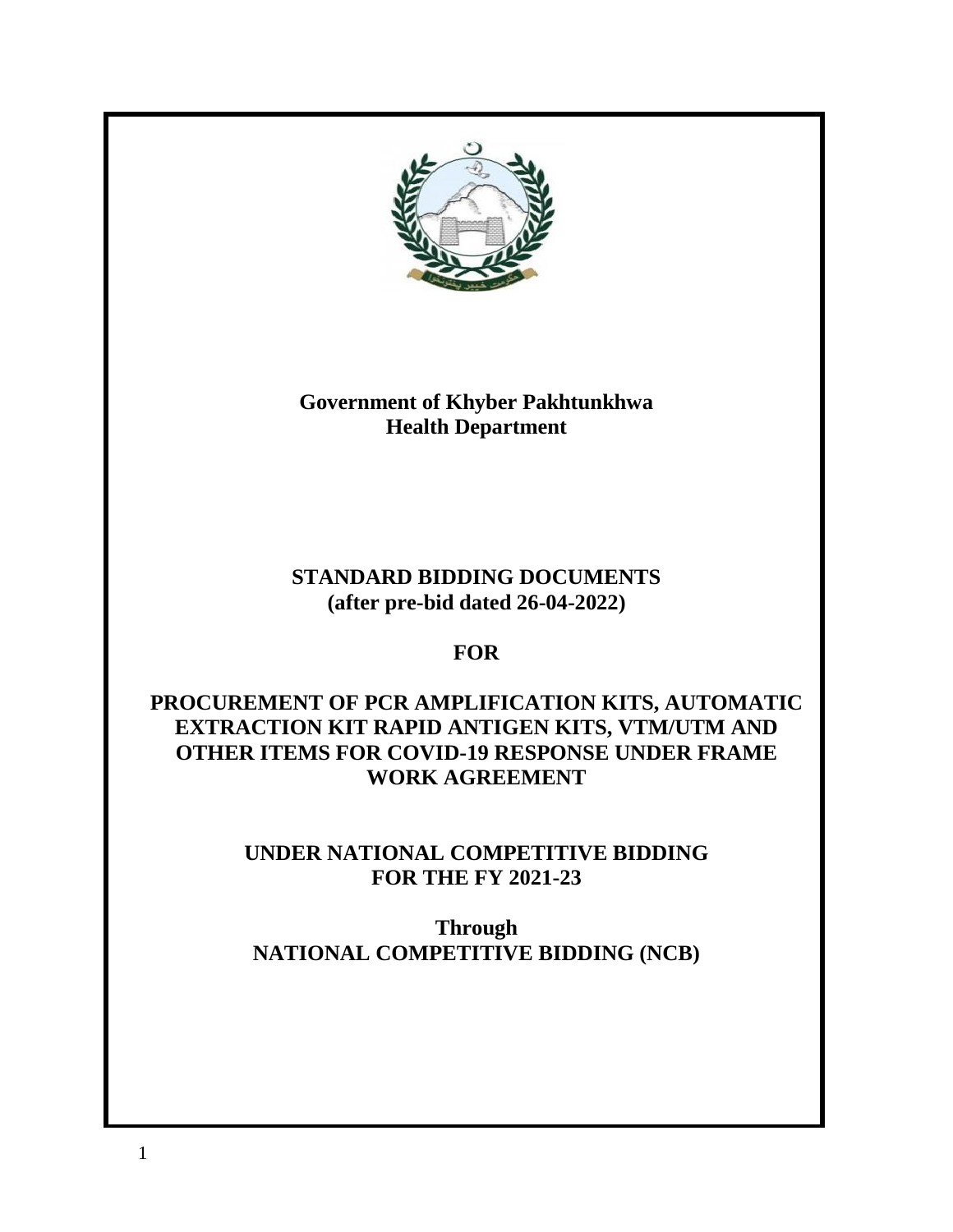**Government of Khyber Pakhtunkhwa**
**Health Department**

# STANDARD BIDDING DOCUMENTS
**(after pre-bid dated 26-04-2022)**

**FOR**

# PROCUREMENT OF PCR AMPLIFICATION KITS, AUTOMATIC EXTRACTION KIT RAPID ANTIGEN KITS, VTM/UTM AND OTHER ITEMS FOR COVID-19 RESPONSE UNDER FRAME WORK AGREEMENT

**UNDER NATIONAL COMPETITIVE BIDDING**
**FOR THE FY 2021-23**

**Through**
**NATIONAL COMPETITIVE BIDDING (NCB)**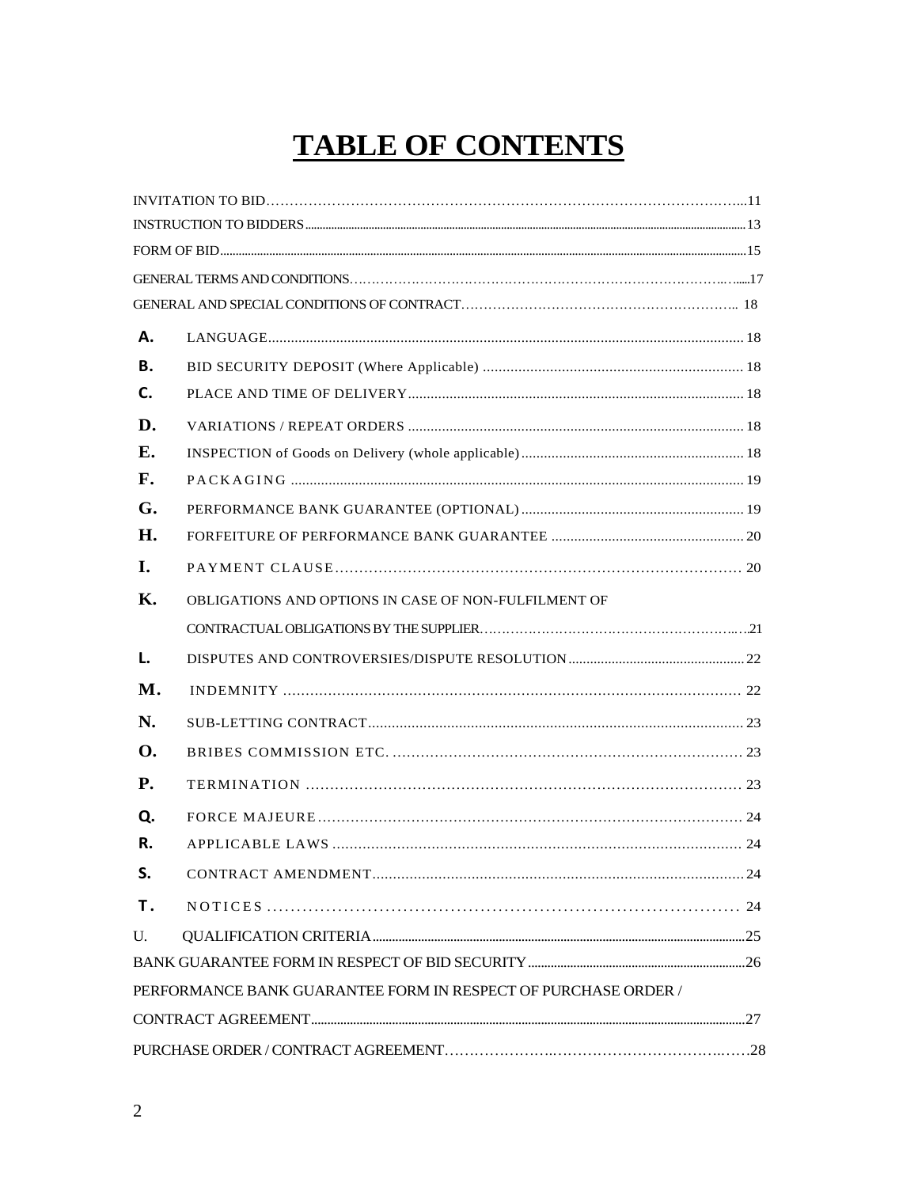# TABLE OF CONTENTS

INVITATION TO BID…………………………………………………………………………………………...11

INSTRUCTION TO BIDDERS.......................................................................................................................13

FORM OF BID.........................................................................................................................................15

GENERAL TERMS AND CONDITIONS…………………………………………………………………..…....17

GENERAL AND SPECIAL CONDITIONS OF CONTRACT…………………………………………………….. 18

| | | |
|---|---|---|
| A. | LANGUAGE | 18 |
| B. | BID SECURITY DEPOSIT (Where Applicable) | 18 |
| C. | PLACE AND TIME OF DELIVERY | 18 |
| D. | VARIATIONS / REPEAT ORDERS | 18 |
| E. | INSPECTION of Goods on Delivery (whole applicable) | 18 |
| F. | PACKAGING | 19 |
| G. | PERFORMANCE BANK GUARANTEE (OPTIONAL) | 19 |
| H. | FORFEITURE OF PERFORMANCE BANK GUARANTEE | 20 |
| I. | PAYMENT CLAUSE | 20 |
| K. | OBLIGATIONS AND OPTIONS IN CASE OF NON-FULFILMENT OF CONTRACTUAL OBLIGATIONS BY THE SUPPLIER | 21 |
| L. | DISPUTES AND CONTROVERSIES/DISPUTE RESOLUTION | 22 |
| M. | INDEMNITY | 22 |
| N. | SUB-LETTING CONTRACT | 23 |
| O. | BRIBES COMMISSION ETC. | 23 |
| P. | TERMINATION | 23 |
| Q. | FORCE MAJEURE | 24 |
| R. | APPLICABLE LAWS | 24 |
| S. | CONTRACT AMENDMENT | 24 |
| T. | NOTICES | 24 |
| U. | QUALIFICATION CRITERIA | 25 |

BANK GUARANTEE FORM IN RESPECT OF BID SECURITY...................................................................26

PERFORMANCE BANK GUARANTEE FORM IN RESPECT OF PURCHASE ORDER / CONTRACT AGREEMENT...........................................................................................................................27

PURCHASE ORDER / CONTRACT AGREEMENT………………….……………………………….……28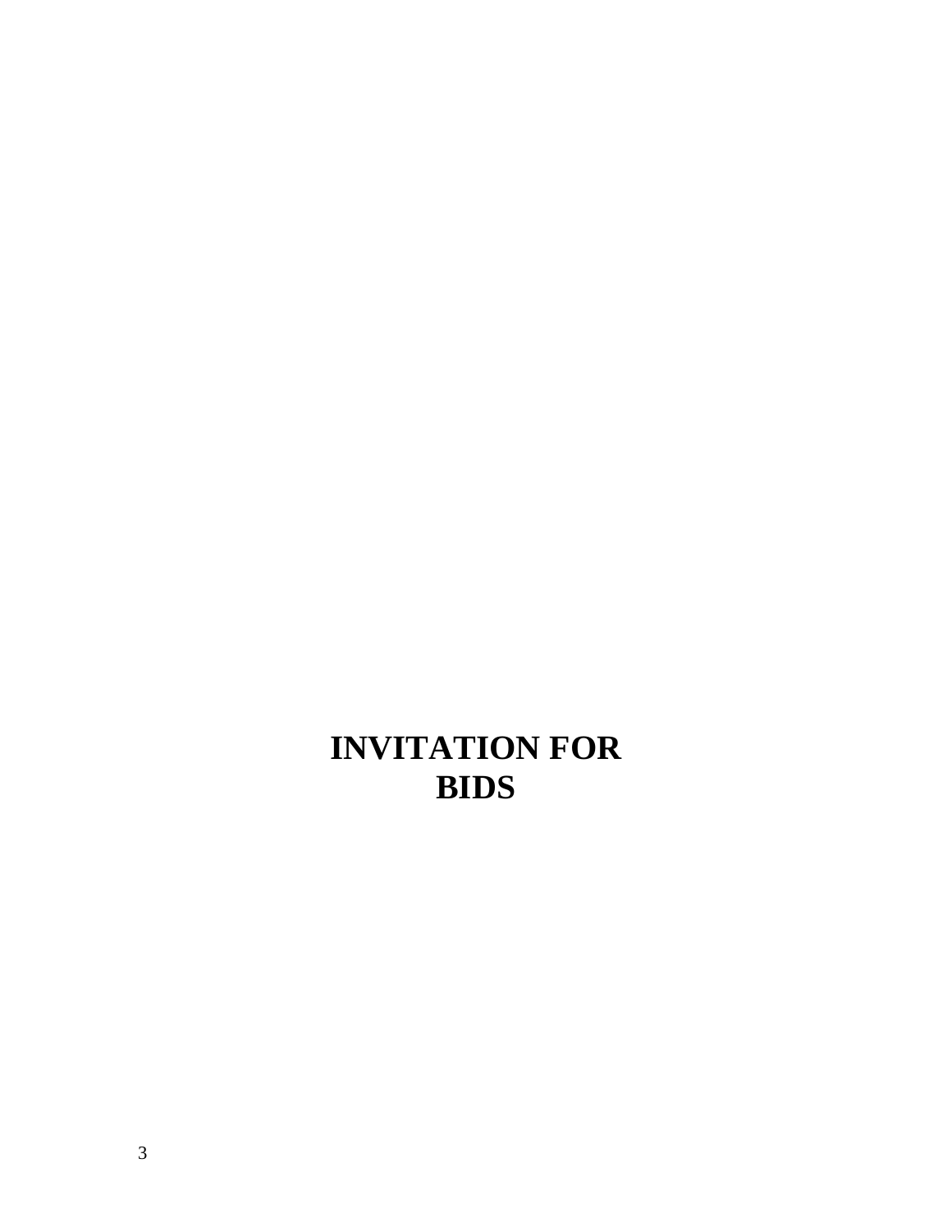# INVITATION FOR BIDS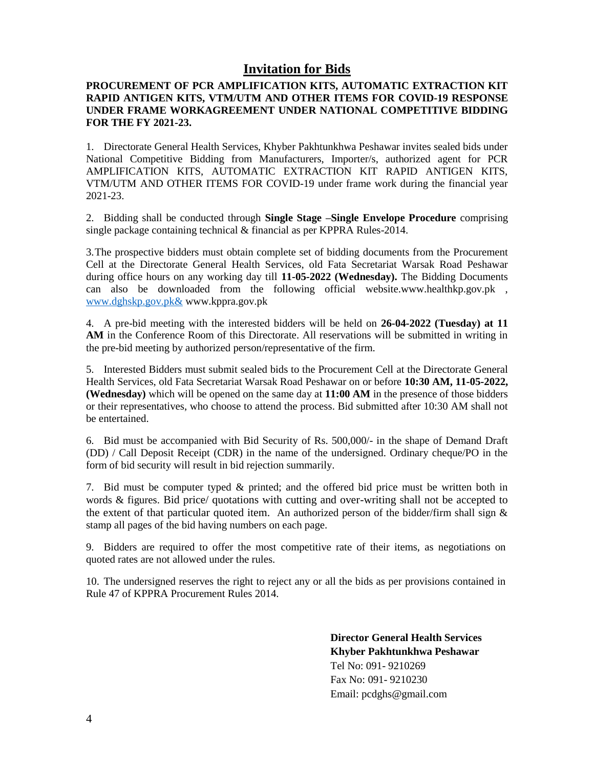# Invitation for Bids

**PROCUREMENT OF PCR AMPLIFICATION KITS, AUTOMATIC EXTRACTION KIT RAPID ANTIGEN KITS, VTM/UTM AND OTHER ITEMS FOR COVID-19 RESPONSE UNDER FRAME WORKAGREEMENT UNDER NATIONAL COMPETITIVE BIDDING FOR THE FY 2021-23.**

1. Directorate General Health Services, Khyber Pakhtunkhwa Peshawar invites sealed bids under National Competitive Bidding from Manufacturers, Importer/s, authorized agent for PCR AMPLIFICATION KITS, AUTOMATIC EXTRACTION KIT RAPID ANTIGEN KITS, VTM/UTM AND OTHER ITEMS FOR COVID-19 under frame work during the financial year 2021-23.

2. Bidding shall be conducted through **Single Stage –Single Envelope Procedure** comprising single package containing technical & financial as per KPPRA Rules-2014.

3. The prospective bidders must obtain complete set of bidding documents from the Procurement Cell at the Directorate General Health Services, old Fata Secretariat Warsak Road Peshawar during office hours on any working day till **11-05-2022 (Wednesday).** The Bidding Documents can also be downloaded from the following official website.www.healthkp.gov.pk , www.dghskp.gov.pk& www.kppra.gov.pk

4. A pre-bid meeting with the interested bidders will be held on **26-04-2022 (Tuesday) at 11 AM** in the Conference Room of this Directorate. All reservations will be submitted in writing in the pre-bid meeting by authorized person/representative of the firm.

5. Interested Bidders must submit sealed bids to the Procurement Cell at the Directorate General Health Services, old Fata Secretariat Warsak Road Peshawar on or before **10:30 AM, 11-05-2022, (Wednesday)** which will be opened on the same day at **11:00 AM** in the presence of those bidders or their representatives, who choose to attend the process. Bid submitted after 10:30 AM shall not be entertained.

6. Bid must be accompanied with Bid Security of Rs. 500,000/- in the shape of Demand Draft (DD) / Call Deposit Receipt (CDR) in the name of the undersigned. Ordinary cheque/PO in the form of bid security will result in bid rejection summarily.

7. Bid must be computer typed & printed; and the offered bid price must be written both in words & figures. Bid price/ quotations with cutting and over-writing shall not be accepted to the extent of that particular quoted item. An authorized person of the bidder/firm shall sign & stamp all pages of the bid having numbers on each page.

9. Bidders are required to offer the most competitive rate of their items, as negotiations on quoted rates are not allowed under the rules.

10. The undersigned reserves the right to reject any or all the bids as per provisions contained in Rule 47 of KPPRA Procurement Rules 2014.

**Director General Health Services**
**Khyber Pakhtunkhwa Peshawar**
Tel No: 091- 9210269
Fax No: 091- 9210230
Email: pcdghs@gmail.com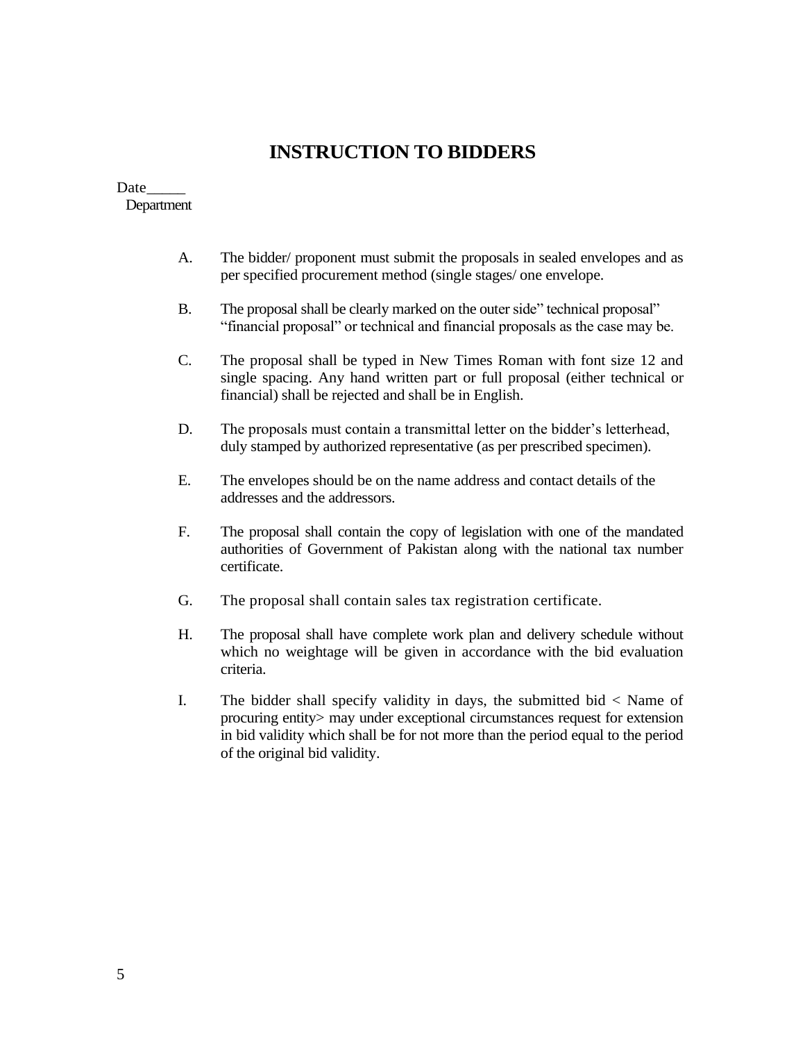# INSTRUCTION TO BIDDERS

Date_____
Department

A. The bidder/ proponent must submit the proposals in sealed envelopes and as per specified procurement method (single stages/ one envelope.

B. The proposal shall be clearly marked on the outer side" technical proposal" "financial proposal" or technical and financial proposals as the case may be.

C. The proposal shall be typed in New Times Roman with font size 12 and single spacing. Any hand written part or full proposal (either technical or financial) shall be rejected and shall be in English.

D. The proposals must contain a transmittal letter on the bidder's letterhead, duly stamped by authorized representative (as per prescribed specimen).

E. The envelopes should be on the name address and contact details of the addresses and the addressors.

F. The proposal shall contain the copy of legislation with one of the mandated authorities of Government of Pakistan along with the national tax number certificate.

G. The proposal shall contain sales tax registration certificate.

H. The proposal shall have complete work plan and delivery schedule without which no weightage will be given in accordance with the bid evaluation criteria.

I. The bidder shall specify validity in days, the submitted bid < Name of procuring entity> may under exceptional circumstances request for extension in bid validity which shall be for not more than the period equal to the period of the original bid validity.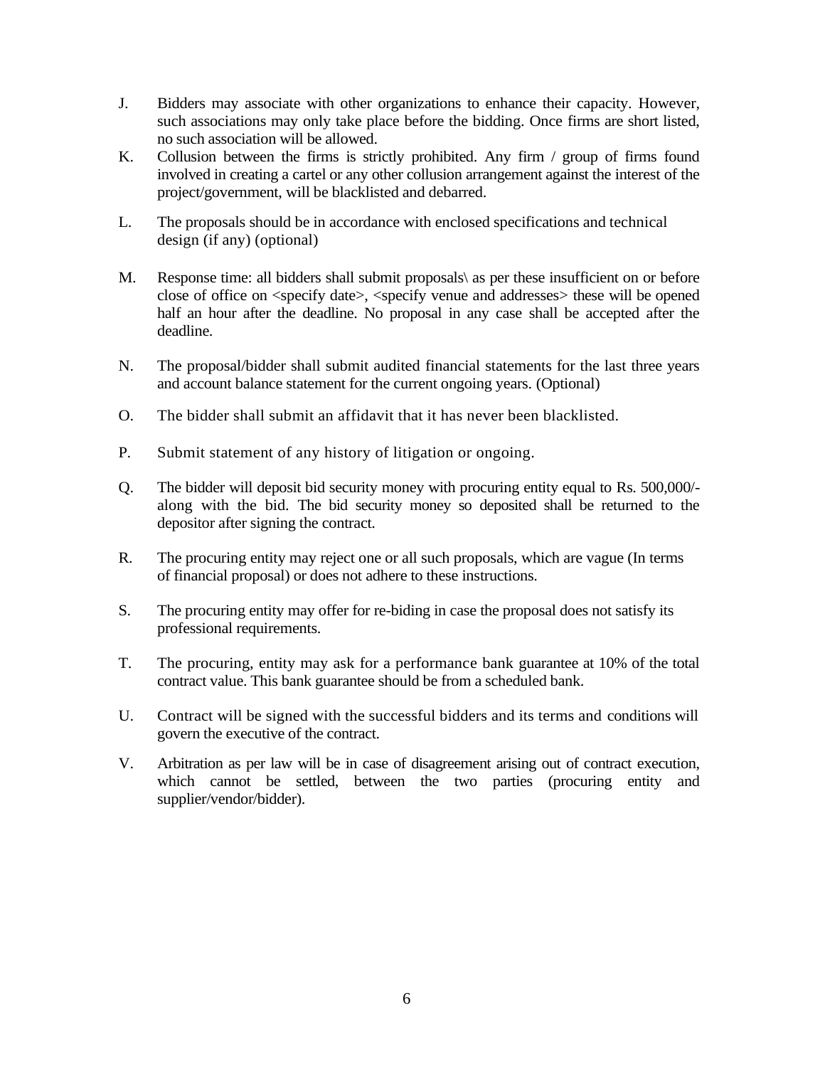J. Bidders may associate with other organizations to enhance their capacity. However, such associations may only take place before the bidding. Once firms are short listed, no such association will be allowed.

K. Collusion between the firms is strictly prohibited. Any firm / group of firms found involved in creating a cartel or any other collusion arrangement against the interest of the project/government, will be blacklisted and debarred.

L. The proposals should be in accordance with enclosed specifications and technical design (if any) (optional)

M. Response time: all bidders shall submit proposals\ as per these insufficient on or before close of office on <specify date>, <specify venue and addresses> these will be opened half an hour after the deadline. No proposal in any case shall be accepted after the deadline.

N. The proposal/bidder shall submit audited financial statements for the last three years and account balance statement for the current ongoing years. (Optional)

O. The bidder shall submit an affidavit that it has never been blacklisted.

P. Submit statement of any history of litigation or ongoing.

Q. The bidder will deposit bid security money with procuring entity equal to Rs. 500,000/- along with the bid. The bid security money so deposited shall be returned to the depositor after signing the contract.

R. The procuring entity may reject one or all such proposals, which are vague (In terms of financial proposal) or does not adhere to these instructions.

S. The procuring entity may offer for re-biding in case the proposal does not satisfy its professional requirements.

T. The procuring, entity may ask for a performance bank guarantee at 10% of the total contract value. This bank guarantee should be from a scheduled bank.

U. Contract will be signed with the successful bidders and its terms and conditions will govern the executive of the contract.

V. Arbitration as per law will be in case of disagreement arising out of contract execution, which cannot be settled, between the two parties (procuring entity and supplier/vendor/bidder).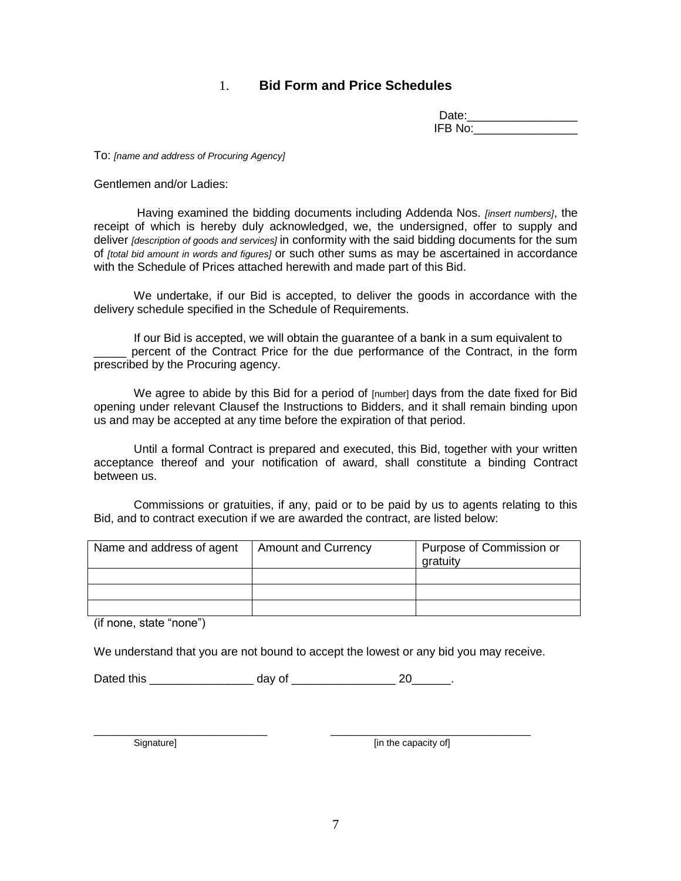## 1. Bid Form and Price Schedules

Date:________________
IFB No:________________

To: *[name and address of Procuring Agency]*

Gentlemen and/or Ladies:

Having examined the bidding documents including Addenda Nos. *[insert numbers]*, the receipt of which is hereby duly acknowledged, we, the undersigned, offer to supply and deliver *[description of goods and services]* in conformity with the said bidding documents for the sum of *[total bid amount in words and figures]* or such other sums as may be ascertained in accordance with the Schedule of Prices attached herewith and made part of this Bid.

We undertake, if our Bid is accepted, to deliver the goods in accordance with the delivery schedule specified in the Schedule of Requirements.

If our Bid is accepted, we will obtain the guarantee of a bank in a sum equivalent to _____ percent of the Contract Price for the due performance of the Contract, in the form prescribed by the Procuring agency.

We agree to abide by this Bid for a period of [number] days from the date fixed for Bid opening under relevant Clausef the Instructions to Bidders, and it shall remain binding upon us and may be accepted at any time before the expiration of that period.

Until a formal Contract is prepared and executed, this Bid, together with your written acceptance thereof and your notification of award, shall constitute a binding Contract between us.

Commissions or gratuities, if any, paid or to be paid by us to agents relating to this Bid, and to contract execution if we are awarded the contract, are listed below:

| Name and address of agent | Amount and Currency | Purpose of Commission or gratuity |
|---|---|---|
| | | |
| | | |
| | | |

(if none, state "none")

We understand that you are not bound to accept the lowest or any bid you may receive.

Dated this ________________ day of ________________ 20______.

___________________________ ________________________________
Signature] [in the capacity of]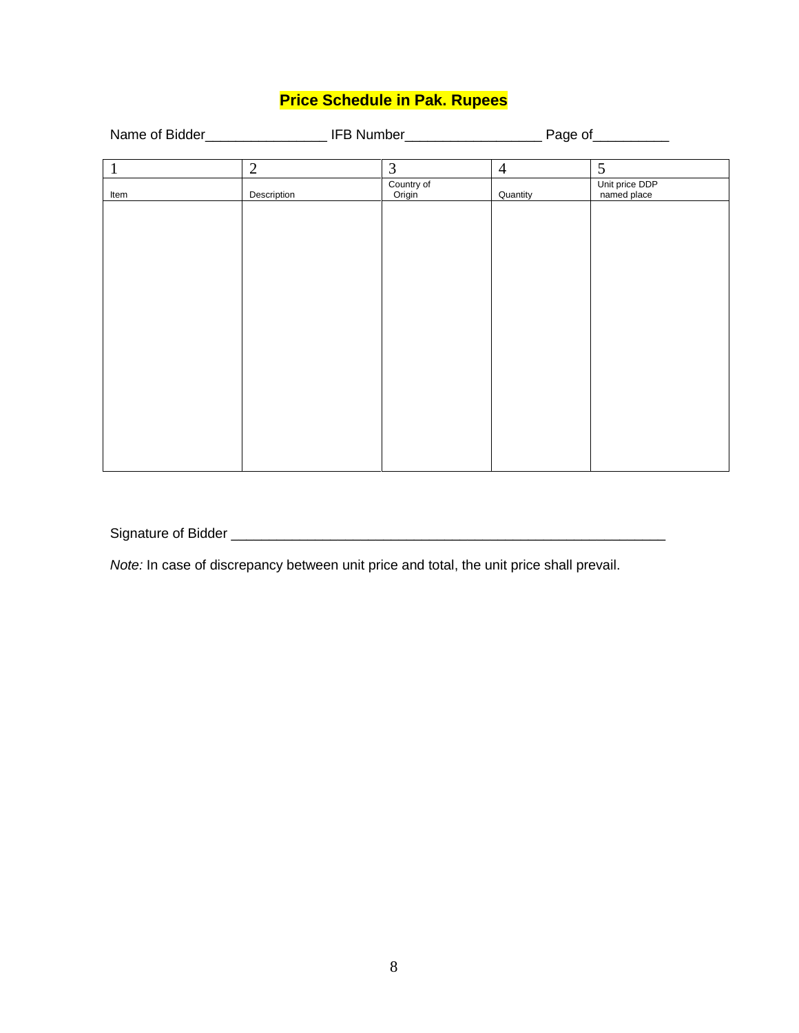# Price Schedule in Pak. Rupees

Name of Bidder________________ IFB Number__________________ Page of__________

| 1 | 2 | 3 | 4 | 5 |
|---|---|---|---|---|
| Item | Description | Country of Origin | Quantity | Unit price DDP named place |
| | | | | |

Signature of Bidder ____________________________________________________________

*Note:* In case of discrepancy between unit price and total, the unit price shall prevail.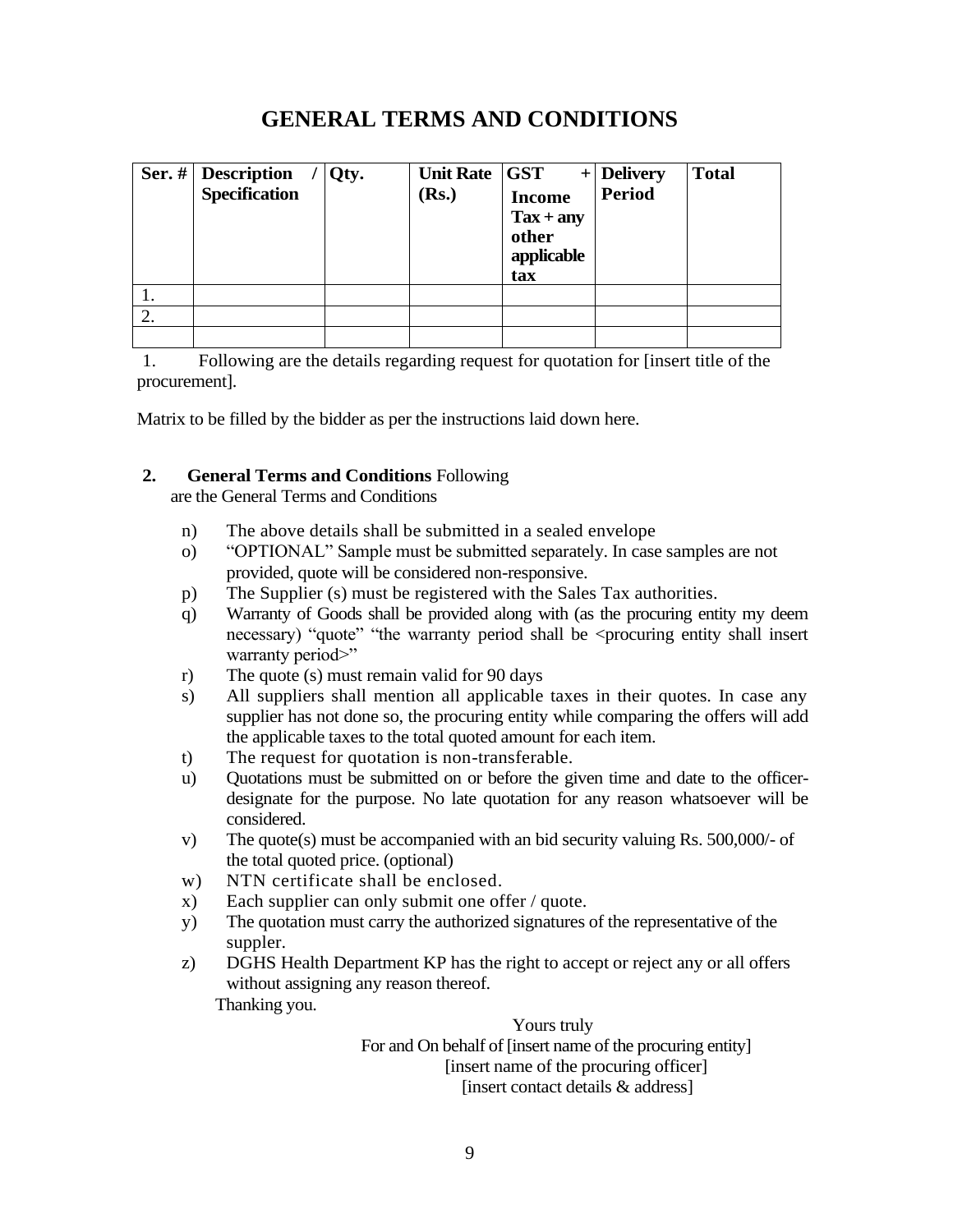# GENERAL TERMS AND CONDITIONS

| Ser. # | Description / Specification | Qty. | Unit Rate (Rs.) | GST + Income Tax + any other applicable tax | Delivery Period | Total |
|---|---|---|---|---|---|---|
| 1. | | | | | | |
| 2. | | | | | | |
| | | | | | | |

1. Following are the details regarding request for quotation for [insert title of the procurement].

Matrix to be filled by the bidder as per the instructions laid down here.

**2. General Terms and Conditions** Following are the General Terms and Conditions

n) The above details shall be submitted in a sealed envelope
o) "OPTIONAL" Sample must be submitted separately. In case samples are not provided, quote will be considered non-responsive.
p) The Supplier (s) must be registered with the Sales Tax authorities.
q) Warranty of Goods shall be provided along with (as the procuring entity my deem necessary) "quote" "the warranty period shall be <procuring entity shall insert warranty period>"
r) The quote (s) must remain valid for 90 days
s) All suppliers shall mention all applicable taxes in their quotes. In case any supplier has not done so, the procuring entity while comparing the offers will add the applicable taxes to the total quoted amount for each item.
t) The request for quotation is non-transferable.
u) Quotations must be submitted on or before the given time and date to the officer-designate for the purpose. No late quotation for any reason whatsoever will be considered.
v) The quote(s) must be accompanied with an bid security valuing Rs. 500,000/- of the total quoted price. (optional)
w) NTN certificate shall be enclosed.
x) Each supplier can only submit one offer / quote.
y) The quotation must carry the authorized signatures of the representative of the suppler.
z) DGHS Health Department KP has the right to accept or reject any or all offers without assigning any reason thereof.

Thanking you.

Yours truly
For and On behalf of [insert name of the procuring entity]
[insert name of the procuring officer]
[insert contact details & address]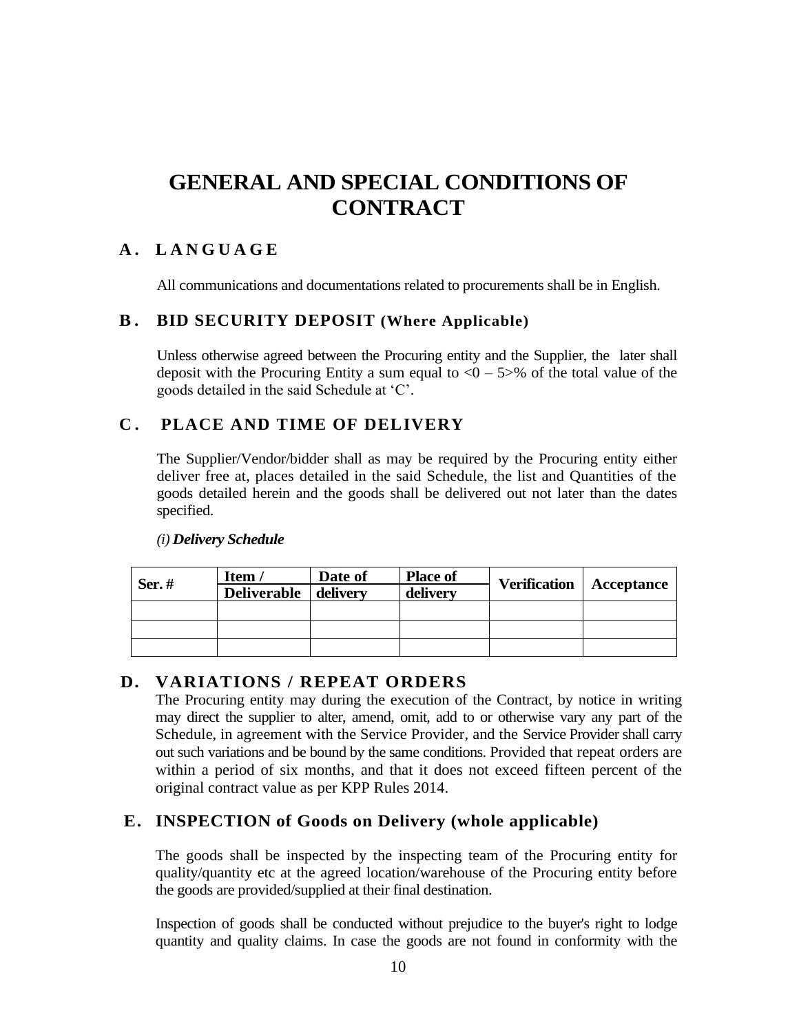# GENERAL AND SPECIAL CONDITIONS OF CONTRACT

## A. LANGUAGE

All communications and documentations related to procurements shall be in English.

## B. BID SECURITY DEPOSIT (Where Applicable)

Unless otherwise agreed between the Procuring entity and the Supplier, the later shall deposit with the Procuring Entity a sum equal to <0 – 5>% of the total value of the goods detailed in the said Schedule at 'C'.

## C. PLACE AND TIME OF DELIVERY

The Supplier/Vendor/bidder shall as may be required by the Procuring entity either deliver free at, places detailed in the said Schedule, the list and Quantities of the goods detailed herein and the goods shall be delivered out not later than the dates specified.

*(i)* ***Delivery Schedule***

| Ser. # | Item / Deliverable | Date of delivery | Place of delivery | Verification | Acceptance |
|---|---|---|---|---|---|
| | | | | | |
| | | | | | |
| | | | | | |

## D. VARIATIONS / REPEAT ORDERS

The Procuring entity may during the execution of the Contract, by notice in writing may direct the supplier to alter, amend, omit, add to or otherwise vary any part of the Schedule, in agreement with the Service Provider, and the Service Provider shall carry out such variations and be bound by the same conditions. Provided that repeat orders are within a period of six months, and that it does not exceed fifteen percent of the original contract value as per KPP Rules 2014.

## E. INSPECTION of Goods on Delivery (whole applicable)

The goods shall be inspected by the inspecting team of the Procuring entity for quality/quantity etc at the agreed location/warehouse of the Procuring entity before the goods are provided/supplied at their final destination.

Inspection of goods shall be conducted without prejudice to the buyer's right to lodge quantity and quality claims. In case the goods are not found in conformity with the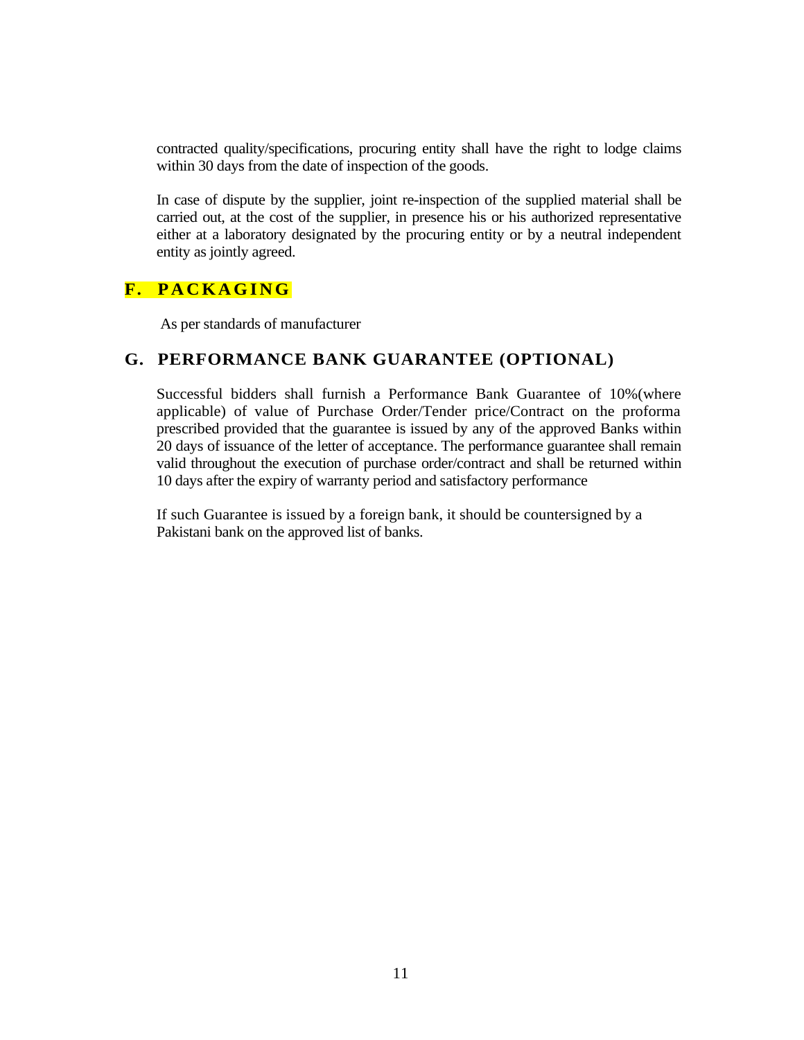contracted quality/specifications, procuring entity shall have the right to lodge claims within 30 days from the date of inspection of the goods.

In case of dispute by the supplier, joint re-inspection of the supplied material shall be carried out, at the cost of the supplier, in presence his or his authorized representative either at a laboratory designated by the procuring entity or by a neutral independent entity as jointly agreed.

## F. PACKAGING

As per standards of manufacturer

## G. PERFORMANCE BANK GUARANTEE (OPTIONAL)

Successful bidders shall furnish a Performance Bank Guarantee of 10%(where applicable) of value of Purchase Order/Tender price/Contract on the proforma prescribed provided that the guarantee is issued by any of the approved Banks within 20 days of issuance of the letter of acceptance. The performance guarantee shall remain valid throughout the execution of purchase order/contract and shall be returned within 10 days after the expiry of warranty period and satisfactory performance

If such Guarantee is issued by a foreign bank, it should be countersigned by a Pakistani bank on the approved list of banks.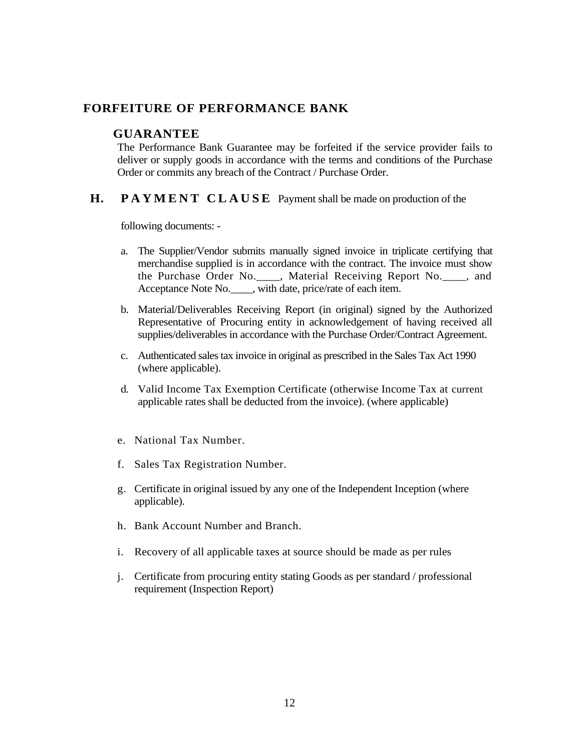## FORFEITURE OF PERFORMANCE BANK GUARANTEE

The Performance Bank Guarantee may be forfeited if the service provider fails to deliver or supply goods in accordance with the terms and conditions of the Purchase Order or commits any breach of the Contract / Purchase Order.

## H. PAYMENT CLAUSE

Payment shall be made on production of the following documents: -

a. The Supplier/Vendor submits manually signed invoice in triplicate certifying that merchandise supplied is in accordance with the contract. The invoice must show the Purchase Order No.____, Material Receiving Report No.____, and Acceptance Note No.____, with date, price/rate of each item.

b. Material/Deliverables Receiving Report (in original) signed by the Authorized Representative of Procuring entity in acknowledgement of having received all supplies/deliverables in accordance with the Purchase Order/Contract Agreement.

c. Authenticated sales tax invoice in original as prescribed in the Sales Tax Act 1990 (where applicable).

d. Valid Income Tax Exemption Certificate (otherwise Income Tax at current applicable rates shall be deducted from the invoice). (where applicable)

e. National Tax Number.

f. Sales Tax Registration Number.

g. Certificate in original issued by any one of the Independent Inception (where applicable).

h. Bank Account Number and Branch.

i. Recovery of all applicable taxes at source should be made as per rules

j. Certificate from procuring entity stating Goods as per standard / professional requirement (Inspection Report)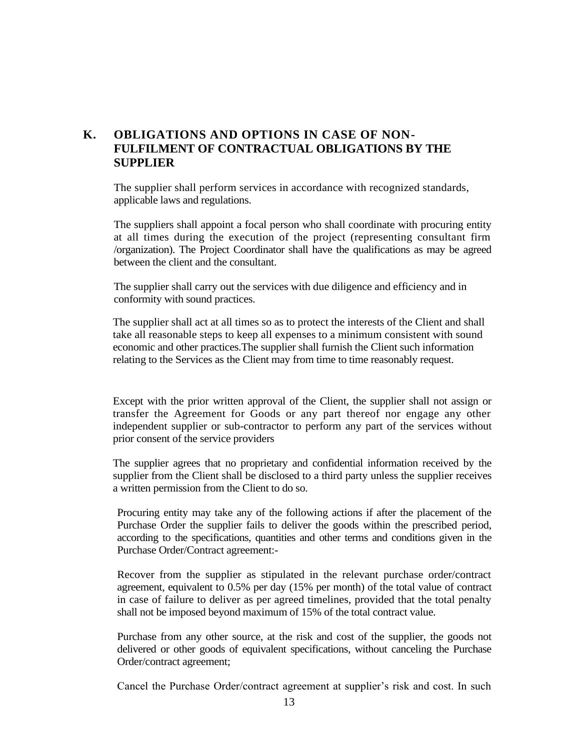## K. OBLIGATIONS AND OPTIONS IN CASE OF NON-FULFILMENT OF CONTRACTUAL OBLIGATIONS BY THE SUPPLIER

The supplier shall perform services in accordance with recognized standards, applicable laws and regulations.

The suppliers shall appoint a focal person who shall coordinate with procuring entity at all times during the execution of the project (representing consultant firm /organization). The Project Coordinator shall have the qualifications as may be agreed between the client and the consultant.

The supplier shall carry out the services with due diligence and efficiency and in conformity with sound practices.

The supplier shall act at all times so as to protect the interests of the Client and shall take all reasonable steps to keep all expenses to a minimum consistent with sound economic and other practices.The supplier shall furnish the Client such information relating to the Services as the Client may from time to time reasonably request.

Except with the prior written approval of the Client, the supplier shall not assign or transfer the Agreement for Goods or any part thereof nor engage any other independent supplier or sub-contractor to perform any part of the services without prior consent of the service providers

The supplier agrees that no proprietary and confidential information received by the supplier from the Client shall be disclosed to a third party unless the supplier receives a written permission from the Client to do so.

Procuring entity may take any of the following actions if after the placement of the Purchase Order the supplier fails to deliver the goods within the prescribed period, according to the specifications, quantities and other terms and conditions given in the Purchase Order/Contract agreement:-

Recover from the supplier as stipulated in the relevant purchase order/contract agreement, equivalent to 0.5% per day (15% per month) of the total value of contract in case of failure to deliver as per agreed timelines, provided that the total penalty shall not be imposed beyond maximum of 15% of the total contract value.

Purchase from any other source, at the risk and cost of the supplier, the goods not delivered or other goods of equivalent specifications, without canceling the Purchase Order/contract agreement;

Cancel the Purchase Order/contract agreement at supplier's risk and cost. In such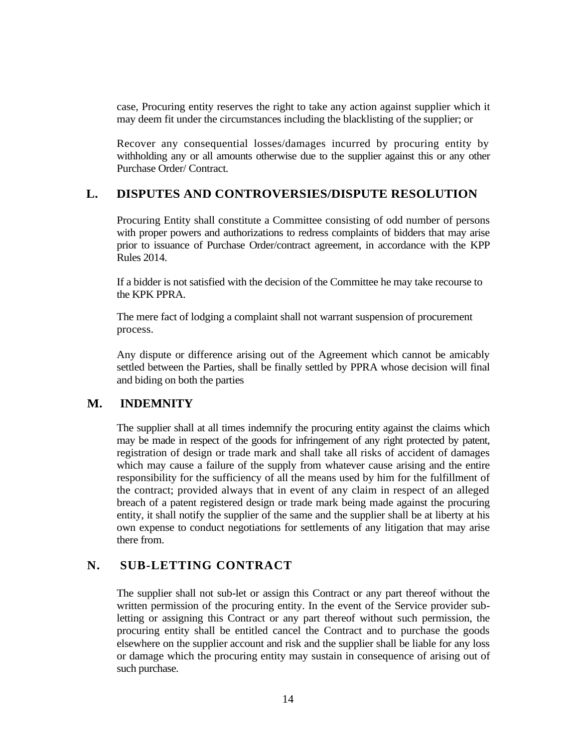case, Procuring entity reserves the right to take any action against supplier which it may deem fit under the circumstances including the blacklisting of the supplier; or

Recover any consequential losses/damages incurred by procuring entity by withholding any or all amounts otherwise due to the supplier against this or any other Purchase Order/ Contract.

## L. DISPUTES AND CONTROVERSIES/DISPUTE RESOLUTION

Procuring Entity shall constitute a Committee consisting of odd number of persons with proper powers and authorizations to redress complaints of bidders that may arise prior to issuance of Purchase Order/contract agreement, in accordance with the KPP Rules 2014.

If a bidder is not satisfied with the decision of the Committee he may take recourse to the KPK PPRA.

The mere fact of lodging a complaint shall not warrant suspension of procurement process.

Any dispute or difference arising out of the Agreement which cannot be amicably settled between the Parties, shall be finally settled by PPRA whose decision will final and biding on both the parties

## M. INDEMNITY

The supplier shall at all times indemnify the procuring entity against the claims which may be made in respect of the goods for infringement of any right protected by patent, registration of design or trade mark and shall take all risks of accident of damages which may cause a failure of the supply from whatever cause arising and the entire responsibility for the sufficiency of all the means used by him for the fulfillment of the contract; provided always that in event of any claim in respect of an alleged breach of a patent registered design or trade mark being made against the procuring entity, it shall notify the supplier of the same and the supplier shall be at liberty at his own expense to conduct negotiations for settlements of any litigation that may arise there from.

## N. SUB-LETTING CONTRACT

The supplier shall not sub-let or assign this Contract or any part thereof without the written permission of the procuring entity. In the event of the Service provider sub-letting or assigning this Contract or any part thereof without such permission, the procuring entity shall be entitled cancel the Contract and to purchase the goods elsewhere on the supplier account and risk and the supplier shall be liable for any loss or damage which the procuring entity may sustain in consequence of arising out of such purchase.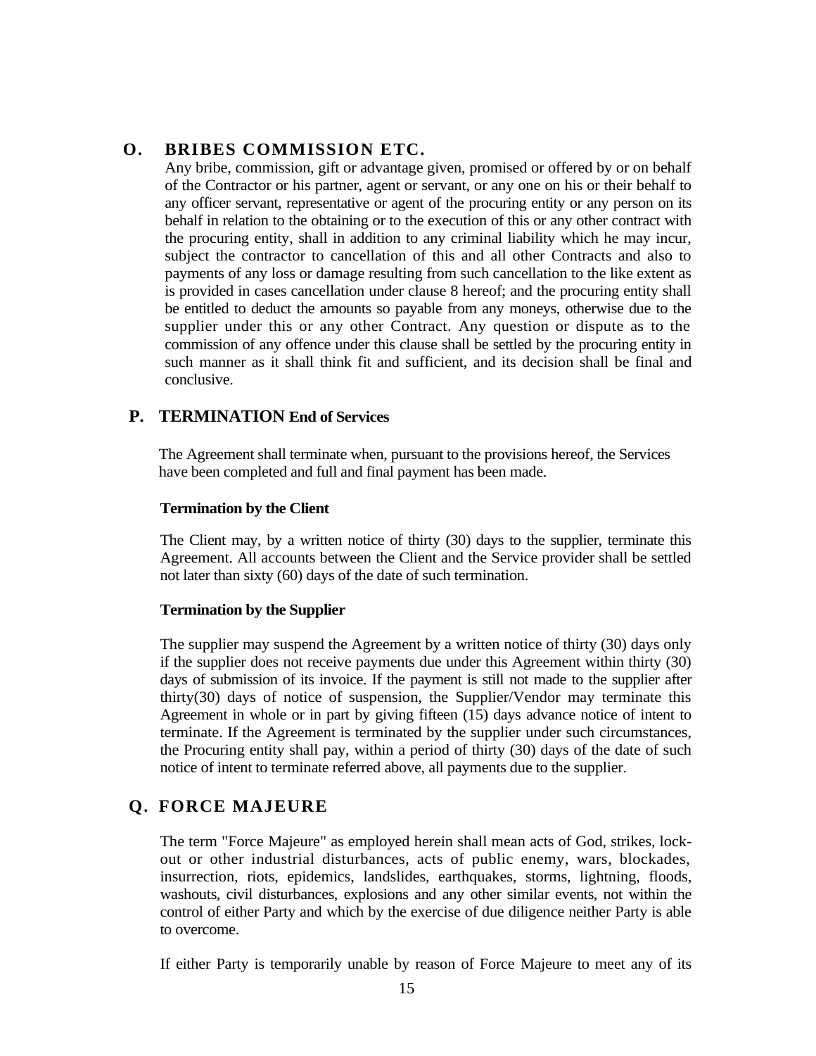## O. BRIBES COMMISSION ETC.

Any bribe, commission, gift or advantage given, promised or offered by or on behalf of the Contractor or his partner, agent or servant, or any one on his or their behalf to any officer servant, representative or agent of the procuring entity or any person on its behalf in relation to the obtaining or to the execution of this or any other contract with the procuring entity, shall in addition to any criminal liability which he may incur, subject the contractor to cancellation of this and all other Contracts and also to payments of any loss or damage resulting from such cancellation to the like extent as is provided in cases cancellation under clause 8 hereof; and the procuring entity shall be entitled to deduct the amounts so payable from any moneys, otherwise due to the supplier under this or any other Contract. Any question or dispute as to the commission of any offence under this clause shall be settled by the procuring entity in such manner as it shall think fit and sufficient, and its decision shall be final and conclusive.

## P. TERMINATION End of Services

The Agreement shall terminate when, pursuant to the provisions hereof, the Services have been completed and full and final payment has been made.

**Termination by the Client**

The Client may, by a written notice of thirty (30) days to the supplier, terminate this Agreement. All accounts between the Client and the Service provider shall be settled not later than sixty (60) days of the date of such termination.

**Termination by the Supplier**

The supplier may suspend the Agreement by a written notice of thirty (30) days only if the supplier does not receive payments due under this Agreement within thirty (30) days of submission of its invoice. If the payment is still not made to the supplier after thirty(30) days of notice of suspension, the Supplier/Vendor may terminate this Agreement in whole or in part by giving fifteen (15) days advance notice of intent to terminate. If the Agreement is terminated by the supplier under such circumstances, the Procuring entity shall pay, within a period of thirty (30) days of the date of such notice of intent to terminate referred above, all payments due to the supplier.

## Q. FORCE MAJEURE

The term "Force Majeure" as employed herein shall mean acts of God, strikes, lock-out or other industrial disturbances, acts of public enemy, wars, blockades, insurrection, riots, epidemics, landslides, earthquakes, storms, lightning, floods, washouts, civil disturbances, explosions and any other similar events, not within the control of either Party and which by the exercise of due diligence neither Party is able to overcome.

If either Party is temporarily unable by reason of Force Majeure to meet any of its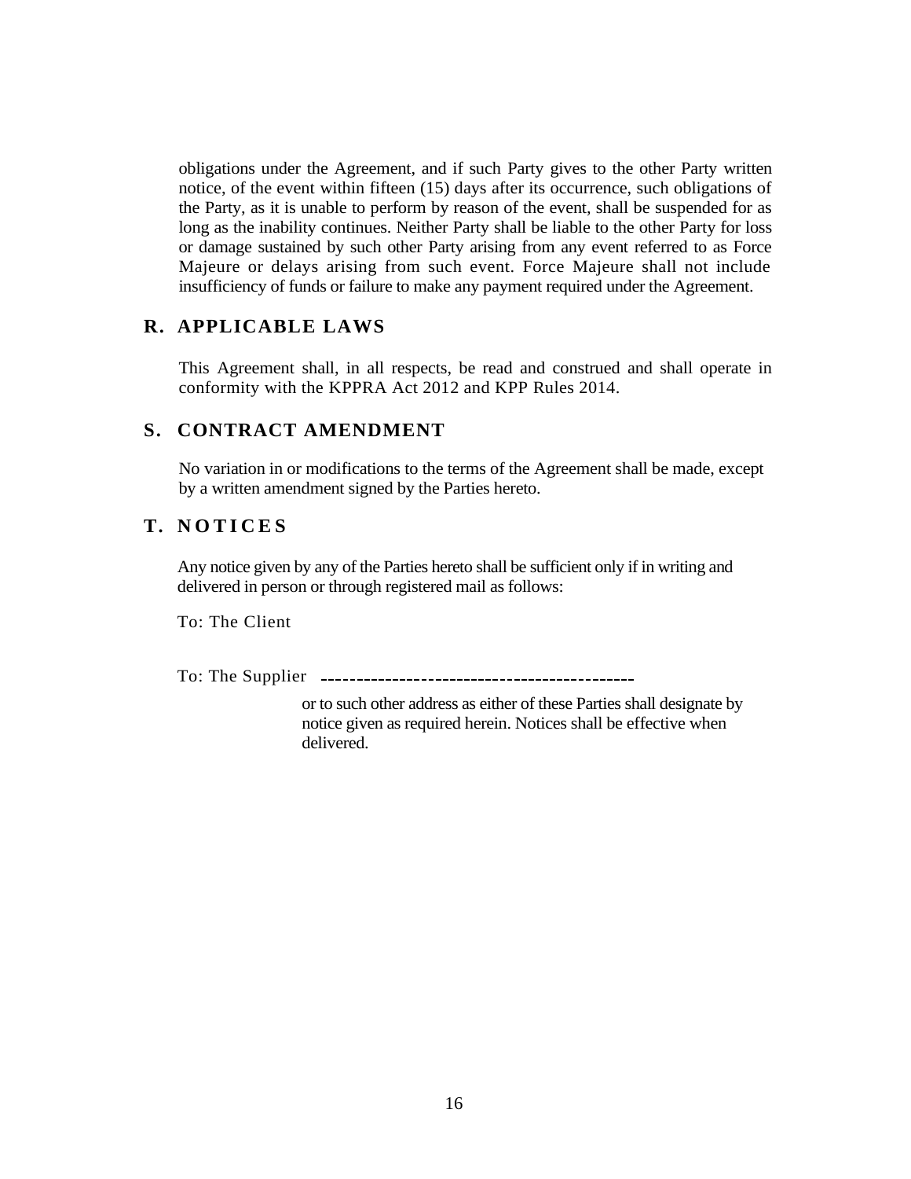obligations under the Agreement, and if such Party gives to the other Party written notice, of the event within fifteen (15) days after its occurrence, such obligations of the Party, as it is unable to perform by reason of the event, shall be suspended for as long as the inability continues. Neither Party shall be liable to the other Party for loss or damage sustained by such other Party arising from any event referred to as Force Majeure or delays arising from such event. Force Majeure shall not include insufficiency of funds or failure to make any payment required under the Agreement.

## R. APPLICABLE LAWS

This Agreement shall, in all respects, be read and construed and shall operate in conformity with the KPPRA Act 2012 and KPP Rules 2014.

## S. CONTRACT AMENDMENT

No variation in or modifications to the terms of the Agreement shall be made, except by a written amendment signed by the Parties hereto.

## T. NOTICES

Any notice given by any of the Parties hereto shall be sufficient only if in writing and delivered in person or through registered mail as follows:

To: The Client

To: The Supplier --------------------------------------------

or to such other address as either of these Parties shall designate by notice given as required herein. Notices shall be effective when delivered.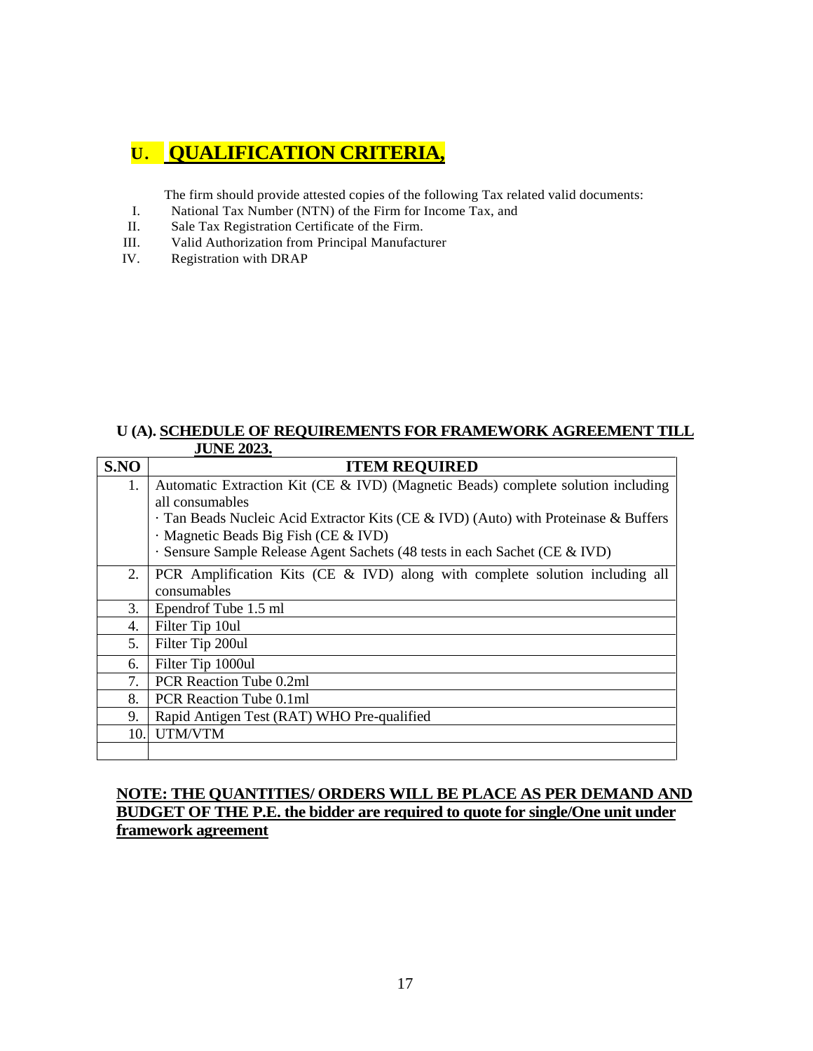## U. QUALIFICATION CRITERIA,

The firm should provide attested copies of the following Tax related valid documents:

I. National Tax Number (NTN) of the Firm for Income Tax, and
II. Sale Tax Registration Certificate of the Firm.
III. Valid Authorization from Principal Manufacturer
IV. Registration with DRAP

### U (A). SCHEDULE OF REQUIREMENTS FOR FRAMEWORK AGREEMENT TILL JUNE 2023.

| S.NO | ITEM REQUIRED |
|---|---|
| 1. | Automatic Extraction Kit (CE & IVD) (Magnetic Beads) complete solution including all consumables<br>· Tan Beads Nucleic Acid Extractor Kits (CE & IVD) (Auto) with Proteinase & Buffers<br>· Magnetic Beads Big Fish (CE & IVD)<br>· Sensure Sample Release Agent Sachets (48 tests in each Sachet (CE & IVD) |
| 2. | PCR Amplification Kits (CE & IVD) along with complete solution including all consumables |
| 3. | Ependrof Tube 1.5 ml |
| 4. | Filter Tip 10ul |
| 5. | Filter Tip 200ul |
| 6. | Filter Tip 1000ul |
| 7. | PCR Reaction Tube 0.2ml |
| 8. | PCR Reaction Tube 0.1ml |
| 9. | Rapid Antigen Test (RAT) WHO Pre-qualified |
| 10. | UTM/VTM |
| | |

**NOTE: THE QUANTITIES/ ORDERS WILL BE PLACE AS PER DEMAND AND BUDGET OF THE P.E. the bidder are required to quote for single/One unit under framework agreement**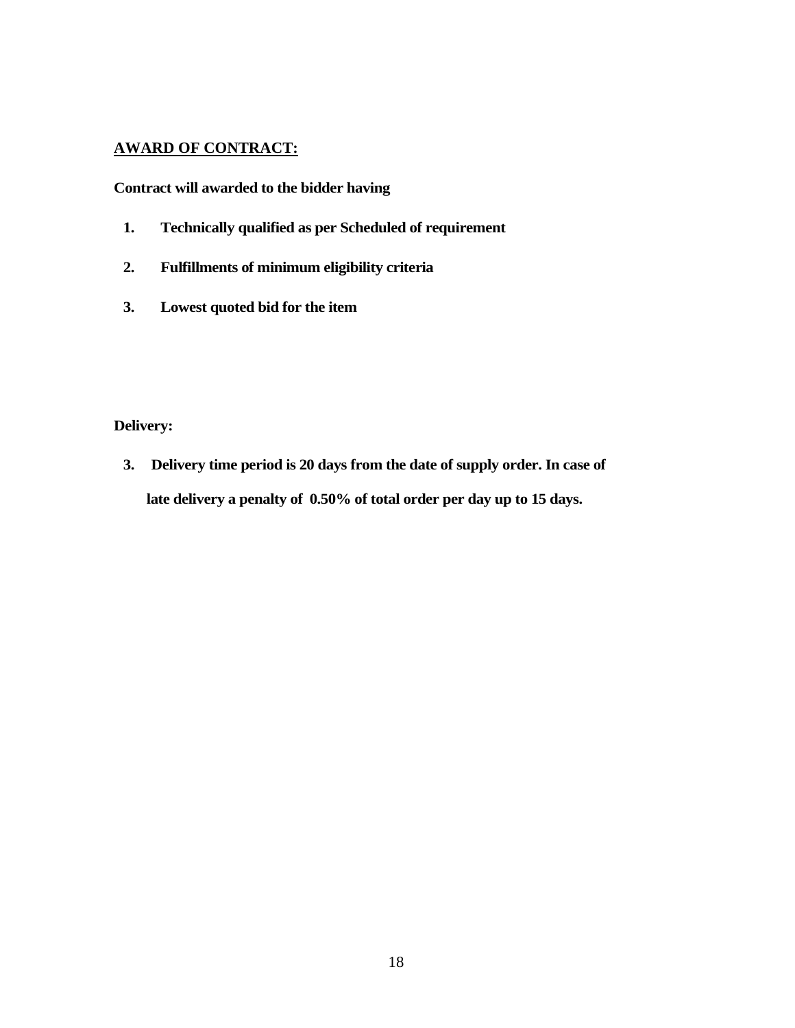## AWARD OF CONTRACT:

**Contract will awarded to the bidder having**

1. **Technically qualified as per Scheduled of requirement**
2. **Fulfillments of minimum eligibility criteria**
3. **Lowest quoted bid for the item**

**Delivery:**

3. **Delivery time period is 20 days from the date of supply order. In case of late delivery a penalty of 0.50% of total order per day up to 15 days.**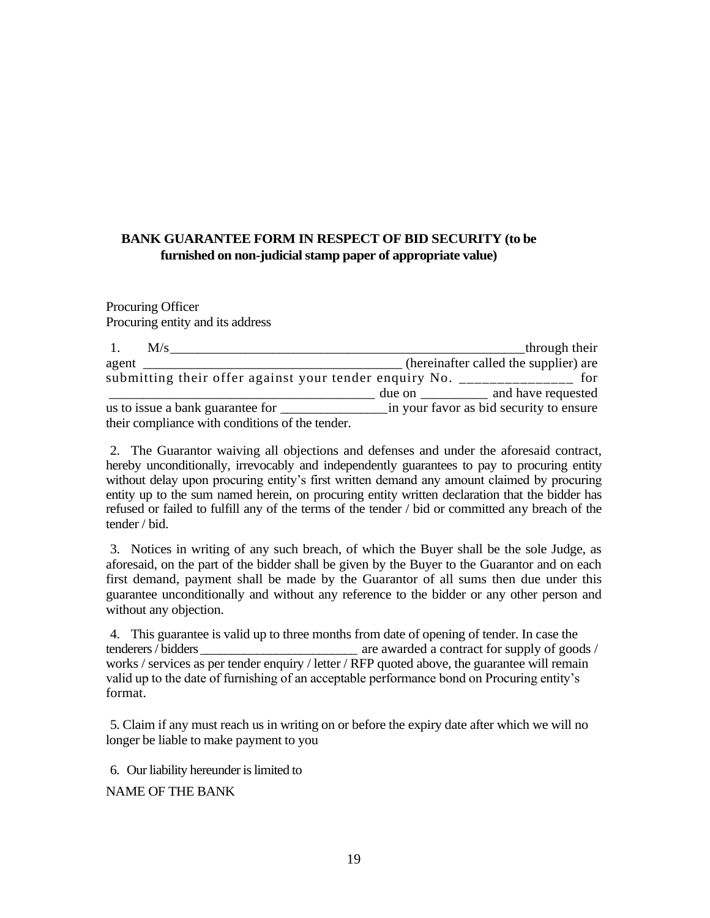**BANK GUARANTEE FORM IN RESPECT OF BID SECURITY (to be furnished on non-judicial stamp paper of appropriate value)**

Procuring Officer
Procuring entity and its address

1. M/s_____________________________________________________through their agent _____________________________________ (hereinafter called the supplier) are submitting their offer against your tender enquiry No. _______________ for _________________________________________ due on __________ and have requested us to issue a bank guarantee for ________________in your favor as bid security to ensure their compliance with conditions of the tender.

2. The Guarantor waiving all objections and defenses and under the aforesaid contract, hereby unconditionally, irrevocably and independently guarantees to pay to procuring entity without delay upon procuring entity's first written demand any amount claimed by procuring entity up to the sum named herein, on procuring entity written declaration that the bidder has refused or failed to fulfill any of the terms of the tender / bid or committed any breach of the tender / bid.

3. Notices in writing of any such breach, of which the Buyer shall be the sole Judge, as aforesaid, on the part of the bidder shall be given by the Buyer to the Guarantor and on each first demand, payment shall be made by the Guarantor of all sums then due under this guarantee unconditionally and without any reference to the bidder or any other person and without any objection.

4. This guarantee is valid up to three months from date of opening of tender. In case the tenderers / bidders ________________________ are awarded a contract for supply of goods / works / services as per tender enquiry / letter / RFP quoted above, the guarantee will remain valid up to the date of furnishing of an acceptable performance bond on Procuring entity's format.

5. Claim if any must reach us in writing on or before the expiry date after which we will no longer be liable to make payment to you

6. Our liability hereunder is limited to

NAME OF THE BANK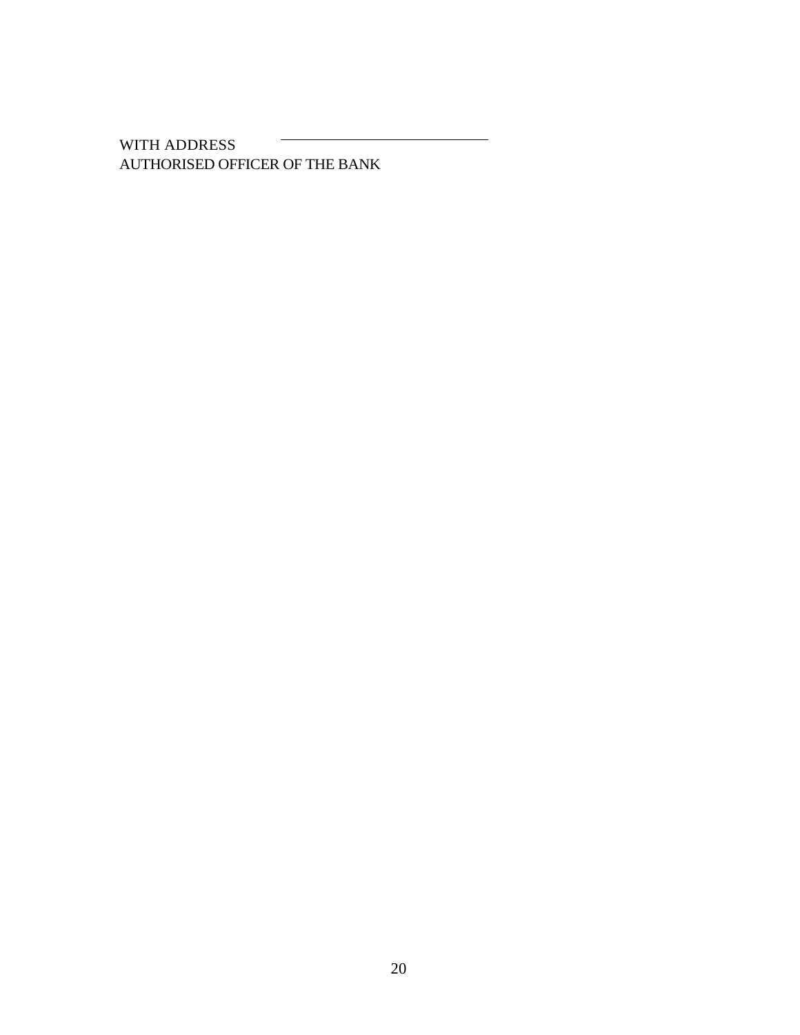WITH ADDRESS \_\_\_\_\_\_\_\_\_\_\_\_\_\_\_\_\_\_\_\_\_\_\_\_\_\_\_\_

AUTHORISED OFFICER OF THE BANK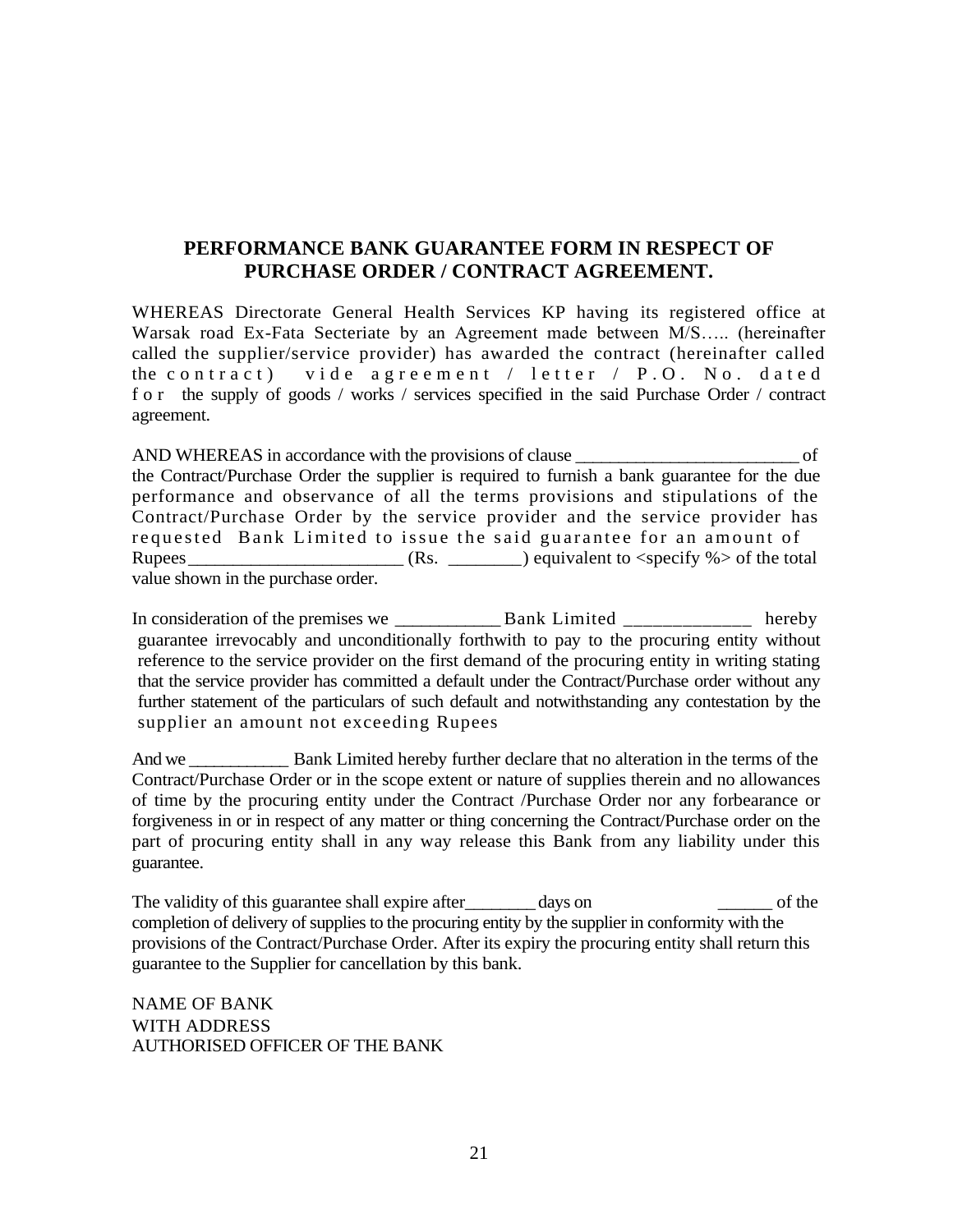## PERFORMANCE BANK GUARANTEE FORM IN RESPECT OF PURCHASE ORDER / CONTRACT AGREEMENT.

WHEREAS Directorate General Health Services KP having its registered office at Warsak road Ex-Fata Secteriate by an Agreement made between M/S….. (hereinafter called the supplier/service provider) has awarded the contract (hereinafter called the contract) vide agreement / letter / P.O. No. dated for the supply of goods / works / services specified in the said Purchase Order / contract agreement.

AND WHEREAS in accordance with the provisions of clause _________________________ of the Contract/Purchase Order the supplier is required to furnish a bank guarantee for the due performance and observance of all the terms provisions and stipulations of the Contract/Purchase Order by the service provider and the service provider has requested Bank Limited to issue the said guarantee for an amount of Rupees_______________________ (Rs. ________) equivalent to <specify %> of the total value shown in the purchase order.

In consideration of the premises we ___________ Bank Limited _____________ hereby guarantee irrevocably and unconditionally forthwith to pay to the procuring entity without reference to the service provider on the first demand of the procuring entity in writing stating that the service provider has committed a default under the Contract/Purchase order without any further statement of the particulars of such default and notwithstanding any contestation by the supplier an amount not exceeding Rupees

And we ___________ Bank Limited hereby further declare that no alteration in the terms of the Contract/Purchase Order or in the scope extent or nature of supplies therein and no allowances of time by the procuring entity under the Contract /Purchase Order nor any forbearance or forgiveness in or in respect of any matter or thing concerning the Contract/Purchase order on the part of procuring entity shall in any way release this Bank from any liability under this guarantee.

The validity of this guarantee shall expire after________ days on ______ of the completion of delivery of supplies to the procuring entity by the supplier in conformity with the provisions of the Contract/Purchase Order. After its expiry the procuring entity shall return this guarantee to the Supplier for cancellation by this bank.

NAME OF BANK
WITH ADDRESS
AUTHORISED OFFICER OF THE BANK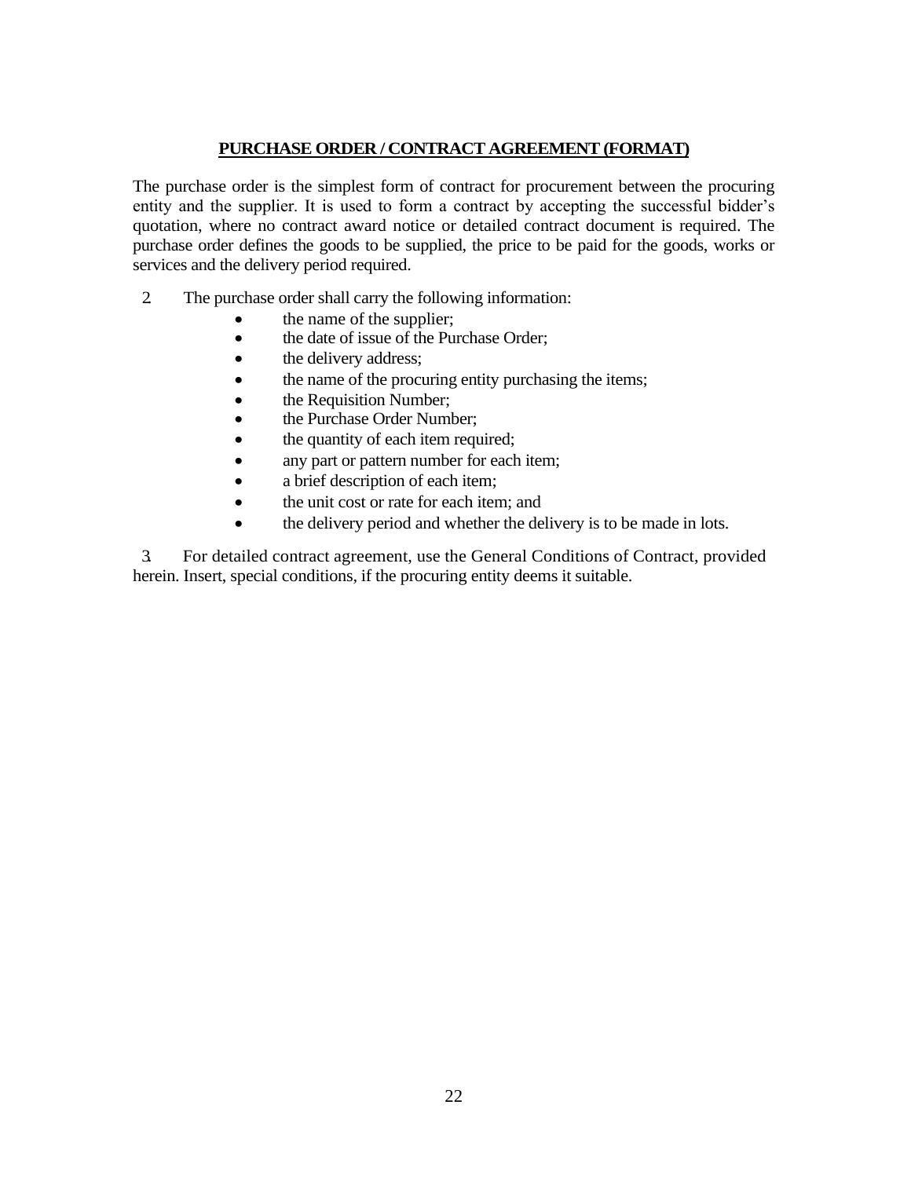**PURCHASE ORDER / CONTRACT AGREEMENT (FORMAT)**

The purchase order is the simplest form of contract for procurement between the procuring entity and the supplier. It is used to form a contract by accepting the successful bidder's quotation, where no contract award notice or detailed contract document is required. The purchase order defines the goods to be supplied, the price to be paid for the goods, works or services and the delivery period required.

2 The purchase order shall carry the following information:

- the name of the supplier;
- the date of issue of the Purchase Order;
- the delivery address;
- the name of the procuring entity purchasing the items;
- the Requisition Number;
- the Purchase Order Number;
- the quantity of each item required;
- any part or pattern number for each item;
- a brief description of each item;
- the unit cost or rate for each item; and
- the delivery period and whether the delivery is to be made in lots.

3. For detailed contract agreement, use the General Conditions of Contract, provided herein. Insert, special conditions, if the procuring entity deems it suitable.